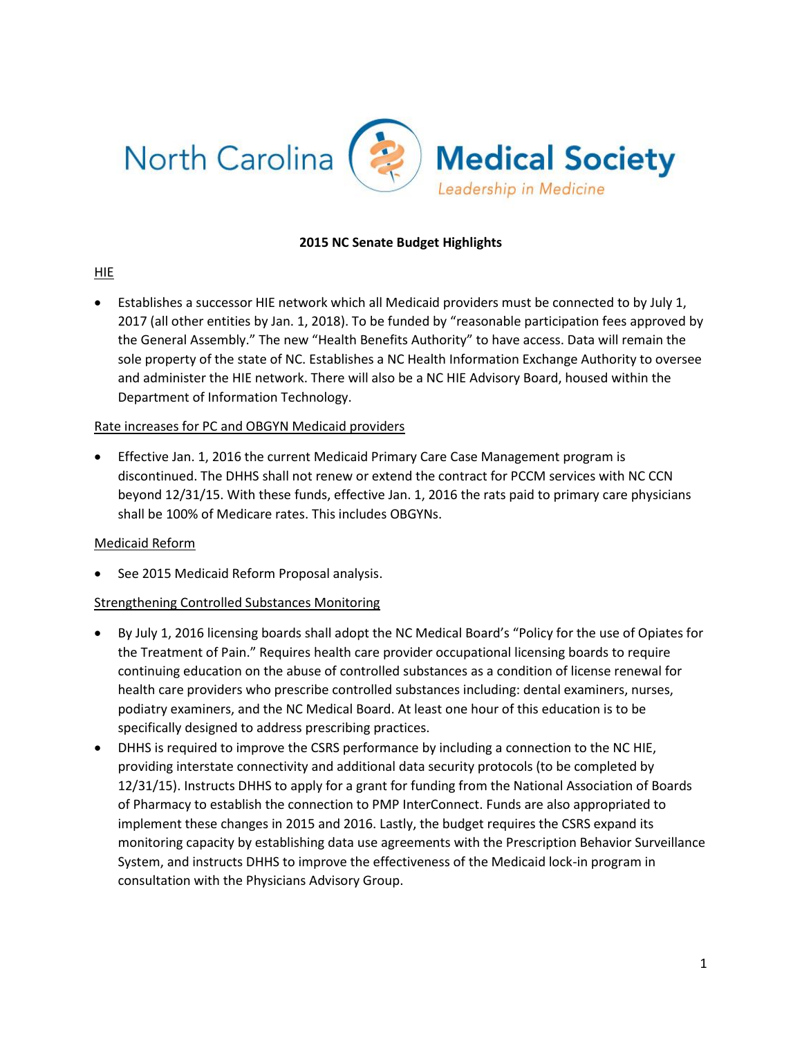North Carolina Medical Society
*Leadership in Medicine*

**2015 NC Senate Budget Highlights**

HIE

- Establishes a successor HIE network which all Medicaid providers must be connected to by July 1, 2017 (all other entities by Jan. 1, 2018). To be funded by "reasonable participation fees approved by the General Assembly." The new "Health Benefits Authority" to have access. Data will remain the sole property of the state of NC. Establishes a NC Health Information Exchange Authority to oversee and administer the HIE network. There will also be a NC HIE Advisory Board, housed within the Department of Information Technology.

Rate increases for PC and OBGYN Medicaid providers

- Effective Jan. 1, 2016 the current Medicaid Primary Care Case Management program is discontinued. The DHHS shall not renew or extend the contract for PCCM services with NC CCN beyond 12/31/15. With these funds, effective Jan. 1, 2016 the rats paid to primary care physicians shall be 100% of Medicare rates. This includes OBGYNs.

Medicaid Reform

- See 2015 Medicaid Reform Proposal analysis.

Strengthening Controlled Substances Monitoring

- By July 1, 2016 licensing boards shall adopt the NC Medical Board's "Policy for the use of Opiates for the Treatment of Pain." Requires health care provider occupational licensing boards to require continuing education on the abuse of controlled substances as a condition of license renewal for health care providers who prescribe controlled substances including: dental examiners, nurses, podiatry examiners, and the NC Medical Board. At least one hour of this education is to be specifically designed to address prescribing practices.
- DHHS is required to improve the CSRS performance by including a connection to the NC HIE, providing interstate connectivity and additional data security protocols (to be completed by 12/31/15). Instructs DHHS to apply for a grant for funding from the National Association of Boards of Pharmacy to establish the connection to PMP InterConnect. Funds are also appropriated to implement these changes in 2015 and 2016. Lastly, the budget requires the CSRS expand its monitoring capacity by establishing data use agreements with the Prescription Behavior Surveillance System, and instructs DHHS to improve the effectiveness of the Medicaid lock-in program in consultation with the Physicians Advisory Group.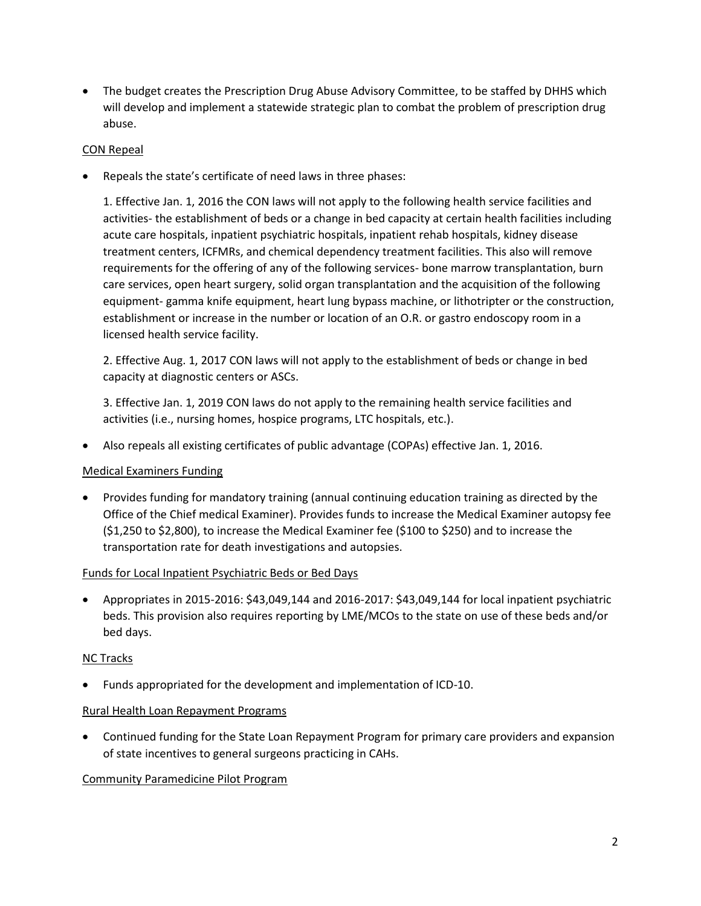- The budget creates the Prescription Drug Abuse Advisory Committee, to be staffed by DHHS which will develop and implement a statewide strategic plan to combat the problem of prescription drug abuse.

CON Repeal

- Repeals the state's certificate of need laws in three phases:

  1. Effective Jan. 1, 2016 the CON laws will not apply to the following health service facilities and activities- the establishment of beds or a change in bed capacity at certain health facilities including acute care hospitals, inpatient psychiatric hospitals, inpatient rehab hospitals, kidney disease treatment centers, ICFMRs, and chemical dependency treatment facilities. This also will remove requirements for the offering of any of the following services- bone marrow transplantation, burn care services, open heart surgery, solid organ transplantation and the acquisition of the following equipment- gamma knife equipment, heart lung bypass machine, or lithotripter or the construction, establishment or increase in the number or location of an O.R. or gastro endoscopy room in a licensed health service facility.

  2. Effective Aug. 1, 2017 CON laws will not apply to the establishment of beds or change in bed capacity at diagnostic centers or ASCs.

  3. Effective Jan. 1, 2019 CON laws do not apply to the remaining health service facilities and activities (i.e., nursing homes, hospice programs, LTC hospitals, etc.).

- Also repeals all existing certificates of public advantage (COPAs) effective Jan. 1, 2016.

Medical Examiners Funding

- Provides funding for mandatory training (annual continuing education training as directed by the Office of the Chief medical Examiner). Provides funds to increase the Medical Examiner autopsy fee ($1,250 to $2,800), to increase the Medical Examiner fee ($100 to $250) and to increase the transportation rate for death investigations and autopsies.

Funds for Local Inpatient Psychiatric Beds or Bed Days

- Appropriates in 2015-2016: $43,049,144 and 2016-2017: $43,049,144 for local inpatient psychiatric beds. This provision also requires reporting by LME/MCOs to the state on use of these beds and/or bed days.

NC Tracks

- Funds appropriated for the development and implementation of ICD-10.

Rural Health Loan Repayment Programs

- Continued funding for the State Loan Repayment Program for primary care providers and expansion of state incentives to general surgeons practicing in CAHs.

Community Paramedicine Pilot Program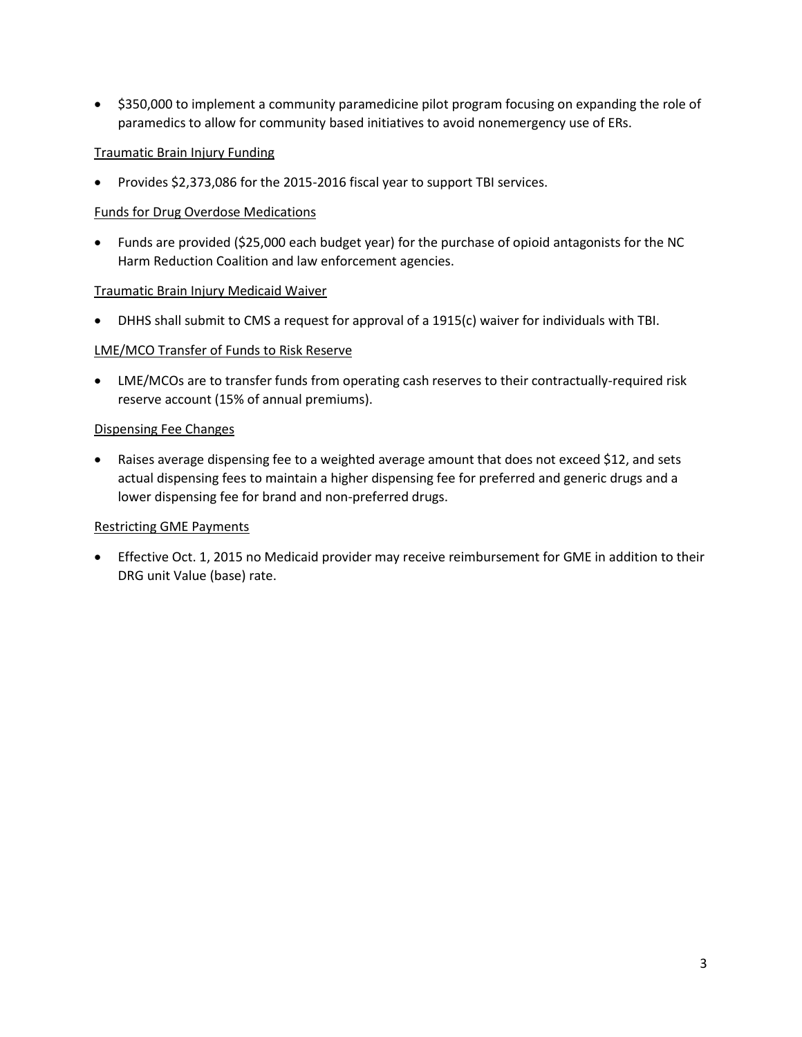- $350,000 to implement a community paramedicine pilot program focusing on expanding the role of paramedics to allow for community based initiatives to avoid nonemergency use of ERs.

Traumatic Brain Injury Funding

- Provides $2,373,086 for the 2015-2016 fiscal year to support TBI services.

Funds for Drug Overdose Medications

- Funds are provided ($25,000 each budget year) for the purchase of opioid antagonists for the NC Harm Reduction Coalition and law enforcement agencies.

Traumatic Brain Injury Medicaid Waiver

- DHHS shall submit to CMS a request for approval of a 1915(c) waiver for individuals with TBI.

LME/MCO Transfer of Funds to Risk Reserve

- LME/MCOs are to transfer funds from operating cash reserves to their contractually-required risk reserve account (15% of annual premiums).

Dispensing Fee Changes

- Raises average dispensing fee to a weighted average amount that does not exceed $12, and sets actual dispensing fees to maintain a higher dispensing fee for preferred and generic drugs and a lower dispensing fee for brand and non-preferred drugs.

Restricting GME Payments

- Effective Oct. 1, 2015 no Medicaid provider may receive reimbursement for GME in addition to their DRG unit Value (base) rate.